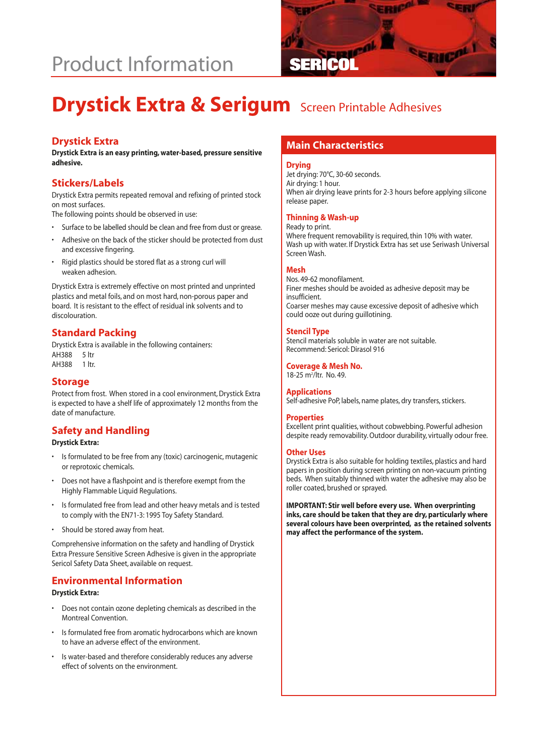# Product Information

# Drystick Extra & Serigum Screen Printable Adhesives

## Drystick Extra

**Drystick Extra is an easy printing, water-based, pressure sensitive adhesive.**

## Stickers/Labels

Drystick Extra permits repeated removal and refixing of printed stock on most surfaces.

The following points should be observed in use:

- Surface to be labelled should be clean and free from dust or grease.
- Adhesive on the back of the sticker should be protected from dust and excessive fingering.
- Rigid plastics should be stored flat as a strong curl will weaken adhesion.

Drystick Extra is extremely effective on most printed and unprinted plastics and metal foils, and on most hard, non-porous paper and board. It is resistant to the effect of residual ink solvents and to discolouration.

## Standard Packing

Drystick Extra is available in the following containers:

AH388 5 ltr

AH388 1 ltr.

## Storage

Protect from frost. When stored in a cool environment, Drystick Extra is expected to have a shelf life of approximately 12 months from the date of manufacture.

## Safety and Handling

**Drystick Extra:**

- Is formulated to be free from any (toxic) carcinogenic, mutagenic or reprotoxic chemicals.
- Does not have a flashpoint and is therefore exempt from the Highly Flammable Liquid Regulations.
- Is formulated free from lead and other heavy metals and is tested to comply with the EN71-3: 1995 Toy Safety Standard.
- Should be stored away from heat.

Comprehensive information on the safety and handling of Drystick Extra Pressure Sensitive Screen Adhesive is given in the appropriate Sericol Safety Data Sheet, available on request.

## Environmental Information

**Drystick Extra:**

- Does not contain ozone depleting chemicals as described in the Montreal Convention.
- Is formulated free from aromatic hydrocarbons which are known to have an adverse effect of the environment.
- Is water-based and therefore considerably reduces any adverse effect of solvents on the environment.

## Main Characteristics

### Drying

Jet drying: 70°C, 30-60 seconds.

Air drying: 1 hour.

When air drying leave prints for 2-3 hours before applying silicone release paper.

### Thinning & Wash-up

Ready to print.

Where frequent removability is required, thin 10% with water.

Wash up with water. If Drystick Extra has set use Seriwash Universal Screen Wash.

### Mesh

Nos. 49-62 monofilament.

Finer meshes should be avoided as adhesive deposit may be insufficient.

Coarser meshes may cause excessive deposit of adhesive which could ooze out during guillotining.

### Stencil Type

Stencil materials soluble in water are not suitable.

Recommend: Sericol: Dirasol 916

### Coverage & Mesh No.

18-25 $m^2$/ltr. No. 49.

### Applications

Self-adhesive PoP, labels, name plates, dry transfers, stickers.

### Properties

Excellent print qualities, without cobwebbing. Powerful adhesion despite ready removability. Outdoor durability, virtually odour free.

### Other Uses

Drystick Extra is also suitable for holding textiles, plastics and hard papers in position during screen printing on non-vacuum printing beds. When suitably thinned with water the adhesive may also be roller coated, brushed or sprayed.

**IMPORTANT: Stir well before every use. When overprinting inks, care should be taken that they are dry, particularly where several colours have been overprinted, as the retained solvents may affect the performance of the system.**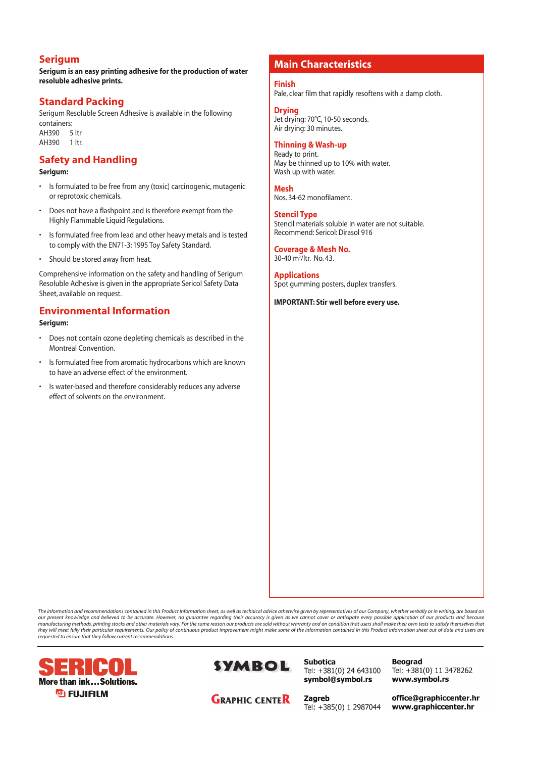## Serigum

**Serigum is an easy printing adhesive for the production of water resoluble adhesive prints.**

## Standard Packing

Serigum Resoluble Screen Adhesive is available in the following containers:

AH390 5 ltr
AH390 1 ltr.

## Safety and Handling

**Serigum:**

- Is formulated to be free from any (toxic) carcinogenic, mutagenic or reprotoxic chemicals.
- Does not have a flashpoint and is therefore exempt from the Highly Flammable Liquid Regulations.
- Is formulated free from lead and other heavy metals and is tested to comply with the EN71-3: 1995 Toy Safety Standard.
- Should be stored away from heat.

Comprehensive information on the safety and handling of Serigum Resoluble Adhesive is given in the appropriate Sericol Safety Data Sheet, available on request.

## Environmental Information

**Serigum:**

- Does not contain ozone depleting chemicals as described in the Montreal Convention.
- Is formulated free from aromatic hydrocarbons which are known to have an adverse effect of the environment.
- Is water-based and therefore considerably reduces any adverse effect of solvents on the environment.

## Main Characteristics

### Finish

Pale, clear film that rapidly resoftens with a damp cloth.

### Drying

Jet drying: 70°C, 10-50 seconds.
Air drying: 30 minutes.

### Thinning & Wash-up

Ready to print.
May be thinned up to 10% with water.
Wash up with water.

### Mesh

Nos. 34-62 monofilament.

### Stencil Type

Stencil materials soluble in water are not suitable.
Recommend: Sericol: Dirasol 916

### Coverage & Mesh No.

30-40 $m^2$/ltr. No. 43.

### Applications

Spot gumming posters, duplex transfers.

**IMPORTANT: Stir well before every use.**

*The information and recommendations contained in this Product Information sheet, as well as technical advice otherwise given by representatives of our Company, whether verbally or in writing, are based on our present knowledge and believed to be accurate. However, no guarantee regarding their accuracy is given as we cannot cover or anticipate every possible application of our products and because manufacturing methods, printing stocks and other materials vary. For the same reason our products are sold without warranty and on condition that users shall make their own tests to satisfy themselves that they will meet fully their particular requirements. Our policy of continuous product improvement might make some of the information contained in this Product Information sheet out of date and users are requested to ensure that they follow current recommendations.*

SERICOL
More than ink…Solutions.
FUJIFILM

SYMBOL

**Subotica**
Tel: +381(0) 24 643100
**symbol@symbol.rs**

**Beograd**
Tel: +381(0) 11 3478262
**www.symbol.rs**

GRAPHIC CENTER

**Zagreb**
Tel: +385(0) 1 2987044

**office@graphiccenter.hr**
**www.graphiccenter.hr**